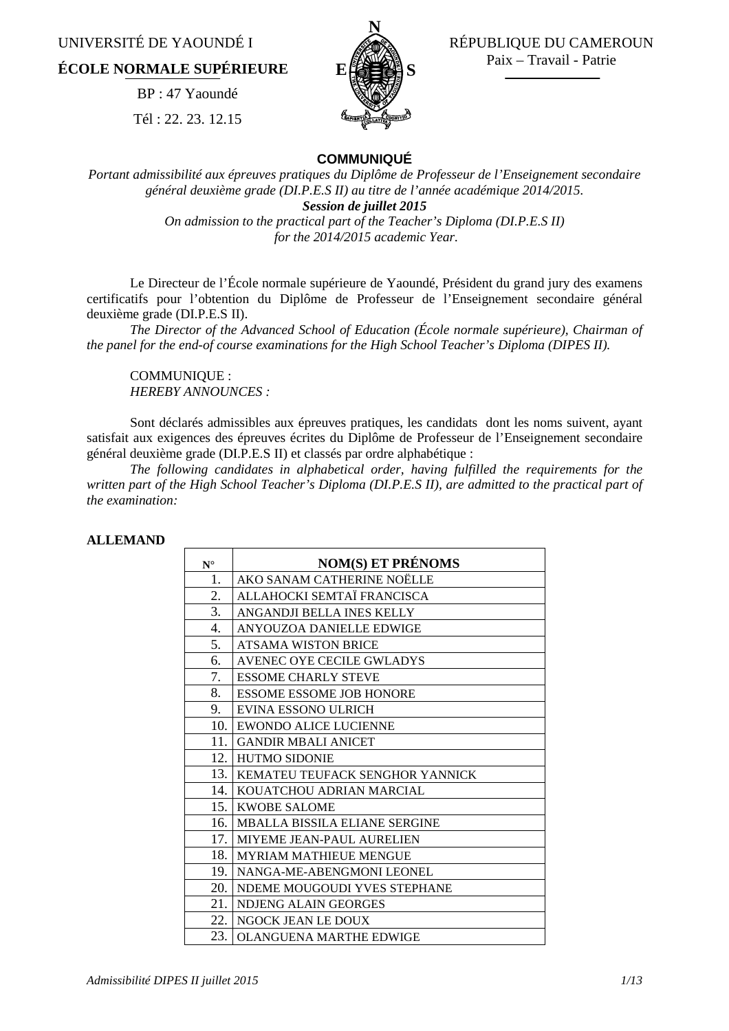UNIVERSITÉ DE YAOUNDÉ I

**ÉCOLE NORMALE SUPÉRIEURE**

BP : 47 Yaoundé

Tél : 22. 23. 12.15

RÉPUBLIQUE DU CAMEROUN

Paix – Travail - Patrie

## COMMUNIQUÉ

*Portant admissibilité aux épreuves pratiques du Diplôme de Professeur de l'Enseignement secondaire général deuxième grade (DI.P.E.S II) au titre de l'année académique 2014/2015.*

***Session de juillet 2015***

*On admission to the practical part of the Teacher's Diploma (DI.P.E.S II) for the 2014/2015 academic Year.*

Le Directeur de l'École normale supérieure de Yaoundé, Président du grand jury des examens certificatifs pour l'obtention du Diplôme de Professeur de l'Enseignement secondaire général deuxième grade (DI.P.E.S II).

*The Director of the Advanced School of Education (École normale supérieure), Chairman of the panel for the end-of course examinations for the High School Teacher's Diploma (DIPES II).*

COMMUNIQUE :
*HEREBY ANNOUNCES :*

Sont déclarés admissibles aux épreuves pratiques, les candidats dont les noms suivent, ayant satisfait aux exigences des épreuves écrites du Diplôme de Professeur de l'Enseignement secondaire général deuxième grade (DI.P.E.S II) et classés par ordre alphabétique :

*The following candidates in alphabetical order, having fulfilled the requirements for the written part of the High School Teacher's Diploma (DI.P.E.S II), are admitted to the practical part of the examination:*

**ALLEMAND**

| N° | NOM(S) ET PRÉNOMS |
|---|---|
| 1. | AKO SANAM CATHERINE NOËLLE |
| 2. | ALLAHOCKI SEMTAÏ FRANCISCA |
| 3. | ANGANDJI BELLA INES KELLY |
| 4. | ANYOUZOA DANIELLE EDWIGE |
| 5. | ATSAMA WISTON BRICE |
| 6. | AVENEC OYE CECILE GWLADYS |
| 7. | ESSOME CHARLY STEVE |
| 8. | ESSOME ESSOME JOB HONORE |
| 9. | EVINA ESSONO ULRICH |
| 10. | EWONDO ALICE LUCIENNE |
| 11. | GANDIR MBALI ANICET |
| 12. | HUTMO SIDONIE |
| 13. | KEMATEU TEUFACK SENGHOR YANNICK |
| 14. | KOUATCHOU ADRIAN MARCIAL |
| 15. | KWOBE SALOME |
| 16. | MBALLA BISSILA ELIANE SERGINE |
| 17. | MIYEME JEAN-PAUL AURELIEN |
| 18. | MYRIAM MATHIEUE MENGUE |
| 19. | NANGA-ME-ABENGMONI LEONEL |
| 20. | NDEME MOUGOUDI YVES STEPHANE |
| 21. | NDJENG ALAIN GEORGES |
| 22. | NGOCK JEAN LE DOUX |
| 23. | OLANGUENA MARTHE EDWIGE |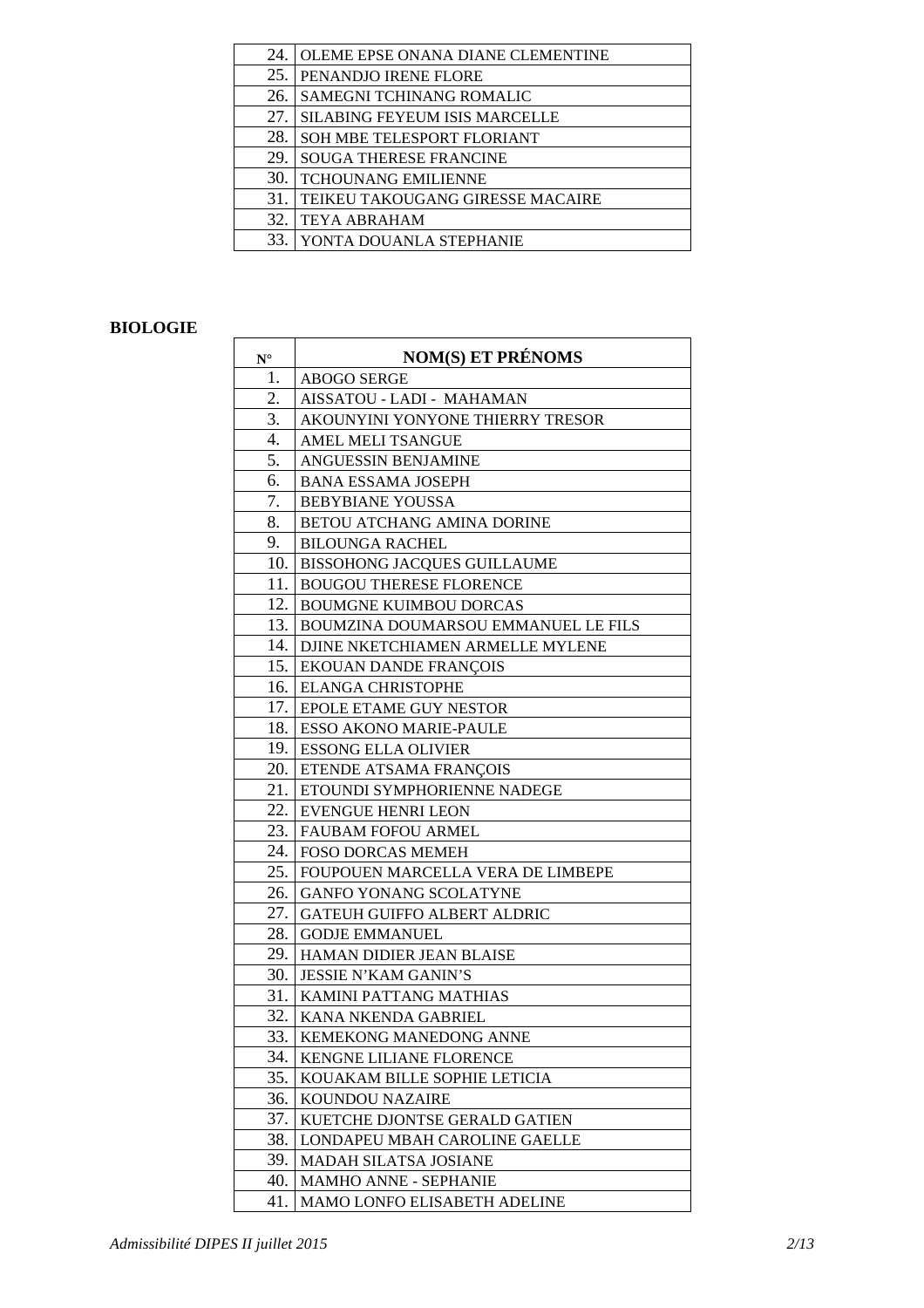| | |
|---|---|
| 24. | OLEME EPSE ONANA DIANE CLEMENTINE |
| 25. | PENANDJO IRENE FLORE |
| 26. | SAMEGNI TCHINANG ROMALIC |
| 27. | SILABING FEYEUM ISIS MARCELLE |
| 28. | SOH MBE TELESPORT FLORIANT |
| 29. | SOUGA THERESE FRANCINE |
| 30. | TCHOUNANG EMILIENNE |
| 31. | TEIKEU TAKOUGANG GIRESSE MACAIRE |
| 32. | TEYA ABRAHAM |
| 33. | YONTA DOUANLA STEPHANIE |

**BIOLOGIE**

| N° | NOM(S) ET PRÉNOMS |
|---|---|
| 1. | ABOGO SERGE |
| 2. | AISSATOU - LADI - MAHAMAN |
| 3. | AKOUNYINI YONYONE THIERRY TRESOR |
| 4. | AMEL MELI TSANGUE |
| 5. | ANGUESSIN BENJAMINE |
| 6. | BANA ESSAMA JOSEPH |
| 7. | BEBYBIANE YOUSSA |
| 8. | BETOU ATCHANG AMINA DORINE |
| 9. | BILOUNGA RACHEL |
| 10. | BISSOHONG JACQUES GUILLAUME |
| 11. | BOUGOU THERESE FLORENCE |
| 12. | BOUMGNE KUIMBOU DORCAS |
| 13. | BOUMZINA DOUMARSOU EMMANUEL LE FILS |
| 14. | DJINE NKETCHIAMEN ARMELLE MYLENE |
| 15. | EKOUAN DANDE FRANÇOIS |
| 16. | ELANGA CHRISTOPHE |
| 17. | EPOLE ETAME GUY NESTOR |
| 18. | ESSO AKONO MARIE-PAULE |
| 19. | ESSONG ELLA OLIVIER |
| 20. | ETENDE ATSAMA FRANÇOIS |
| 21. | ETOUNDI SYMPHORIENNE NADEGE |
| 22. | EVENGUE HENRI LEON |
| 23. | FAUBAM FOFOU ARMEL |
| 24. | FOSO DORCAS MEMEH |
| 25. | FOUPOUEN MARCELLA VERA DE LIMBEPE |
| 26. | GANFO YONANG SCOLATYNE |
| 27. | GATEUH GUIFFO ALBERT ALDRIC |
| 28. | GODJE EMMANUEL |
| 29. | HAMAN DIDIER JEAN BLAISE |
| 30. | JESSIE N'KAM GANIN'S |
| 31. | KAMINI PATTANG MATHIAS |
| 32. | KANA NKENDA GABRIEL |
| 33. | KEMEKONG MANEDONG ANNE |
| 34. | KENGNE LILIANE FLORENCE |
| 35. | KOUAKAM BILLE SOPHIE LETICIA |
| 36. | KOUNDOU NAZAIRE |
| 37. | KUETCHE DJONTSE GERALD GATIEN |
| 38. | LONDAPEU MBAH CAROLINE GAELLE |
| 39. | MADAH SILATSA JOSIANE |
| 40. | MAMHO ANNE - SEPHANIE |
| 41. | MAMO LONFO ELISABETH ADELINE |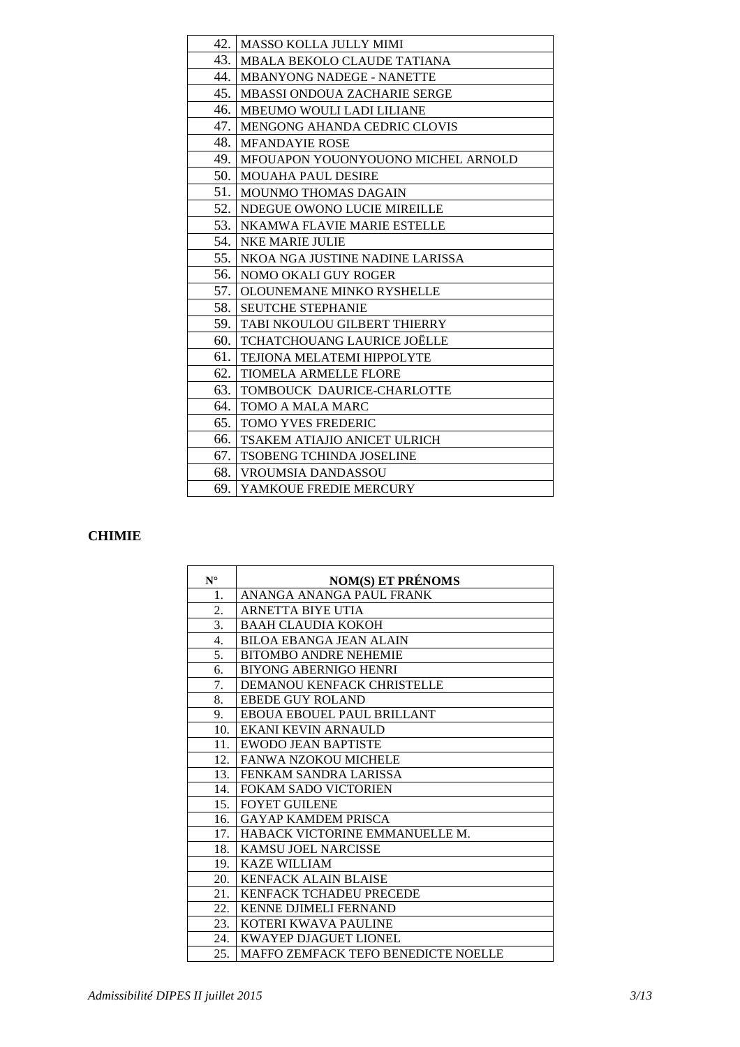| | |
|---|---|
| 42. | MASSO KOLLA JULLY MIMI |
| 43. | MBALA BEKOLO CLAUDE TATIANA |
| 44. | MBANYONG NADEGE - NANETTE |
| 45. | MBASSI ONDOUA ZACHARIE SERGE |
| 46. | MBEUMO WOULI LADI LILIANE |
| 47. | MENGONG AHANDA CEDRIC CLOVIS |
| 48. | MFANDAYIE ROSE |
| 49. | MFOUAPON YOUONYOUONO MICHEL ARNOLD |
| 50. | MOUAHA PAUL DESIRE |
| 51. | MOUNMO THOMAS DAGAIN |
| 52. | NDEGUE OWONO LUCIE MIREILLE |
| 53. | NKAMWA FLAVIE MARIE ESTELLE |
| 54. | NKE MARIE JULIE |
| 55. | NKOA NGA JUSTINE NADINE LARISSA |
| 56. | NOMO OKALI GUY ROGER |
| 57. | OLOUNEMANE MINKO RYSHELLE |
| 58. | SEUTCHE STEPHANIE |
| 59. | TABI NKOULOU GILBERT THIERRY |
| 60. | TCHATCHOUANG LAURICE JOËLLE |
| 61. | TEJIONA MELATEMI HIPPOLYTE |
| 62. | TIOMELA ARMELLE FLORE |
| 63. | TOMBOUCK DAURICE-CHARLOTTE |
| 64. | TOMO A MALA MARC |
| 65. | TOMO YVES FREDERIC |
| 66. | TSAKEM ATIAJIO ANICET ULRICH |
| 67. | TSOBENG TCHINDA JOSELINE |
| 68. | VROUMSIA DANDASSOU |
| 69. | YAMKOUE FREDIE MERCURY |

**CHIMIE**

| N° | NOM(S) ET PRÉNOMS |
|---|---|
| 1. | ANANGA ANANGA PAUL FRANK |
| 2. | ARNETTA BIYE UTIA |
| 3. | BAAH CLAUDIA KOKOH |
| 4. | BILOA EBANGA JEAN ALAIN |
| 5. | BITOMBO ANDRE NEHEMIE |
| 6. | BIYONG ABERNIGO HENRI |
| 7. | DEMANOU KENFACK CHRISTELLE |
| 8. | EBEDE GUY ROLAND |
| 9. | EBOUA EBOUEL PAUL BRILLANT |
| 10. | EKANI KEVIN ARNAULD |
| 11. | EWODO JEAN BAPTISTE |
| 12. | FANWA NZOKOU MICHELE |
| 13. | FENKAM SANDRA LARISSA |
| 14. | FOKAM SADO VICTORIEN |
| 15. | FOYET GUILENE |
| 16. | GAYAP KAMDEM PRISCA |
| 17. | HABACK VICTORINE EMMANUELLE M. |
| 18. | KAMSU JOEL NARCISSE |
| 19. | KAZE WILLIAM |
| 20. | KENFACK ALAIN BLAISE |
| 21. | KENFACK TCHADEU PRECEDE |
| 22. | KENNE DJIMELI FERNAND |
| 23. | KOTERI KWAVA PAULINE |
| 24. | KWAYEP DJAGUET LIONEL |
| 25. | MAFFO ZEMFACK TEFO BENEDICTE NOELLE |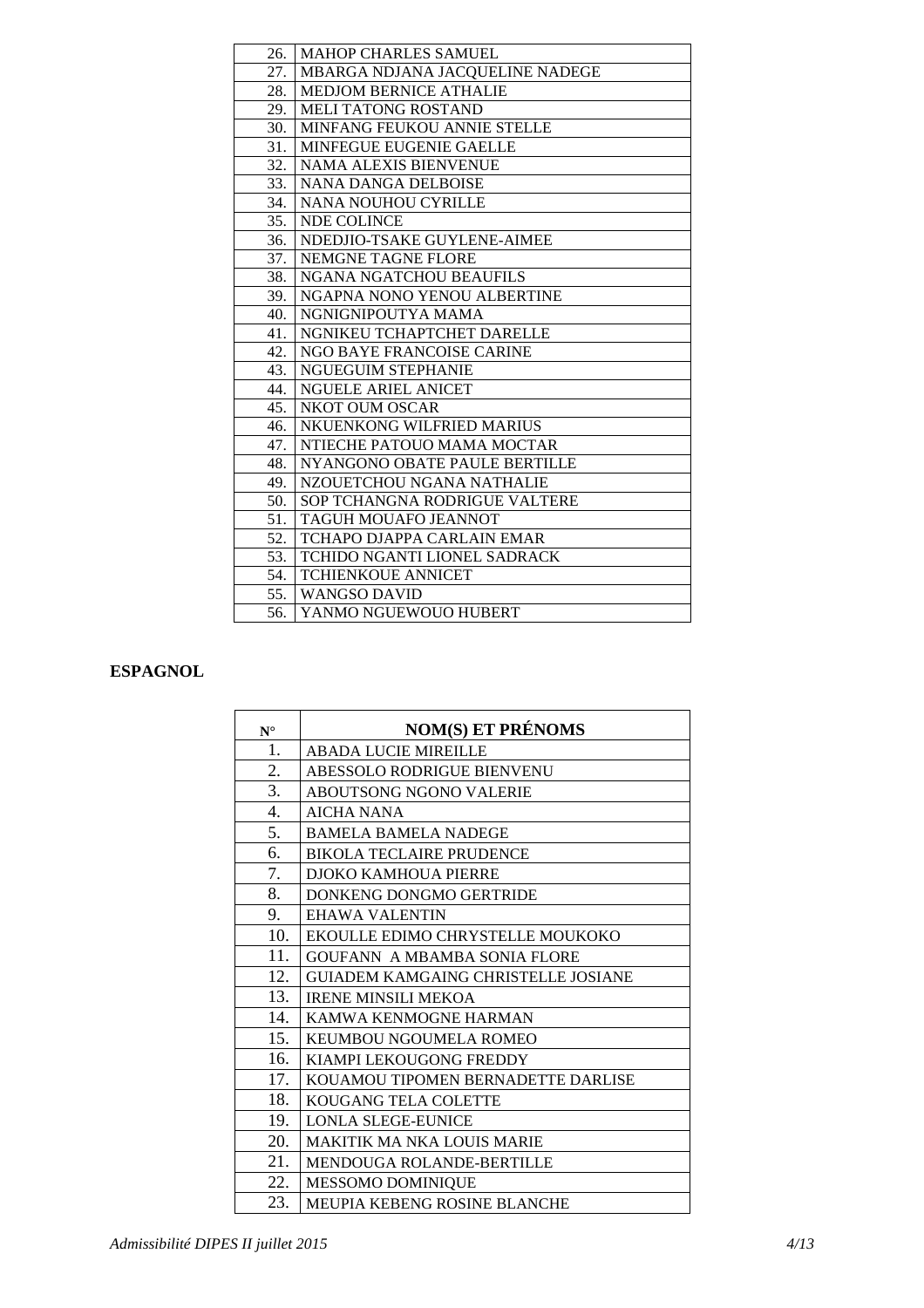| | |
|---|---|
| 26. | MAHOP CHARLES SAMUEL |
| 27. | MBARGA NDJANA JACQUELINE NADEGE |
| 28. | MEDJOM BERNICE ATHALIE |
| 29. | MELI TATONG ROSTAND |
| 30. | MINFANG FEUKOU ANNIE STELLE |
| 31. | MINFEGUE EUGENIE GAELLE |
| 32. | NAMA ALEXIS BIENVENUE |
| 33. | NANA DANGA DELBOISE |
| 34. | NANA NOUHOU CYRILLE |
| 35. | NDE COLINCE |
| 36. | NDEDJIO-TSAKE GUYLENE-AIMEE |
| 37. | NEMGNE TAGNE FLORE |
| 38. | NGANA NGATCHOU BEAUFILS |
| 39. | NGAPNA NONO YENOU ALBERTINE |
| 40. | NGNIGNIPOUTYA MAMA |
| 41. | NGNIKEU TCHAPTCHET DARELLE |
| 42. | NGO BAYE FRANCOISE CARINE |
| 43. | NGUEGUIM STEPHANIE |
| 44. | NGUELE ARIEL ANICET |
| 45. | NKOT OUM OSCAR |
| 46. | NKUENKONG WILFRIED MARIUS |
| 47. | NTIECHE PATOUO MAMA MOCTAR |
| 48. | NYANGONO OBATE PAULE BERTILLE |
| 49. | NZOUETCHOU NGANA NATHALIE |
| 50. | SOP TCHANGNA RODRIGUE VALTERE |
| 51. | TAGUH MOUAFO JEANNOT |
| 52. | TCHAPO DJAPPA CARLAIN EMAR |
| 53. | TCHIDO NGANTI LIONEL SADRACK |
| 54. | TCHIENKOUE ANNICET |
| 55. | WANGSO DAVID |
| 56. | YANMO NGUEWOUO HUBERT |

## ESPAGNOL

| N° | NOM(S) ET PRÉNOMS |
|---|---|
| 1. | ABADA LUCIE MIREILLE |
| 2. | ABESSOLO RODRIGUE BIENVENU |
| 3. | ABOUTSONG NGONO VALERIE |
| 4. | AICHA NANA |
| 5. | BAMELA BAMELA NADEGE |
| 6. | BIKOLA TECLAIRE PRUDENCE |
| 7. | DJOKO KAMHOUA PIERRE |
| 8. | DONKENG DONGMO GERTRIDE |
| 9. | EHAWA VALENTIN |
| 10. | EKOULLE EDIMO CHRYSTELLE MOUKOKO |
| 11. | GOUFANN A MBAMBA SONIA FLORE |
| 12. | GUIADEM KAMGAING CHRISTELLE JOSIANE |
| 13. | IRENE MINSILI MEKOA |
| 14. | KAMWA KENMOGNE HARMAN |
| 15. | KEUMBOU NGOUMELA ROMEO |
| 16. | KIAMPI LEKOUGONG FREDDY |
| 17. | KOUAMOU TIPOMEN BERNADETTE DARLISE |
| 18. | KOUGANG TELA COLETTE |
| 19. | LONLA SLEGE-EUNICE |
| 20. | MAKITIK MA NKA LOUIS MARIE |
| 21. | MENDOUGA ROLANDE-BERTILLE |
| 22. | MESSOMO DOMINIQUE |
| 23. | MEUPIA KEBENG ROSINE BLANCHE |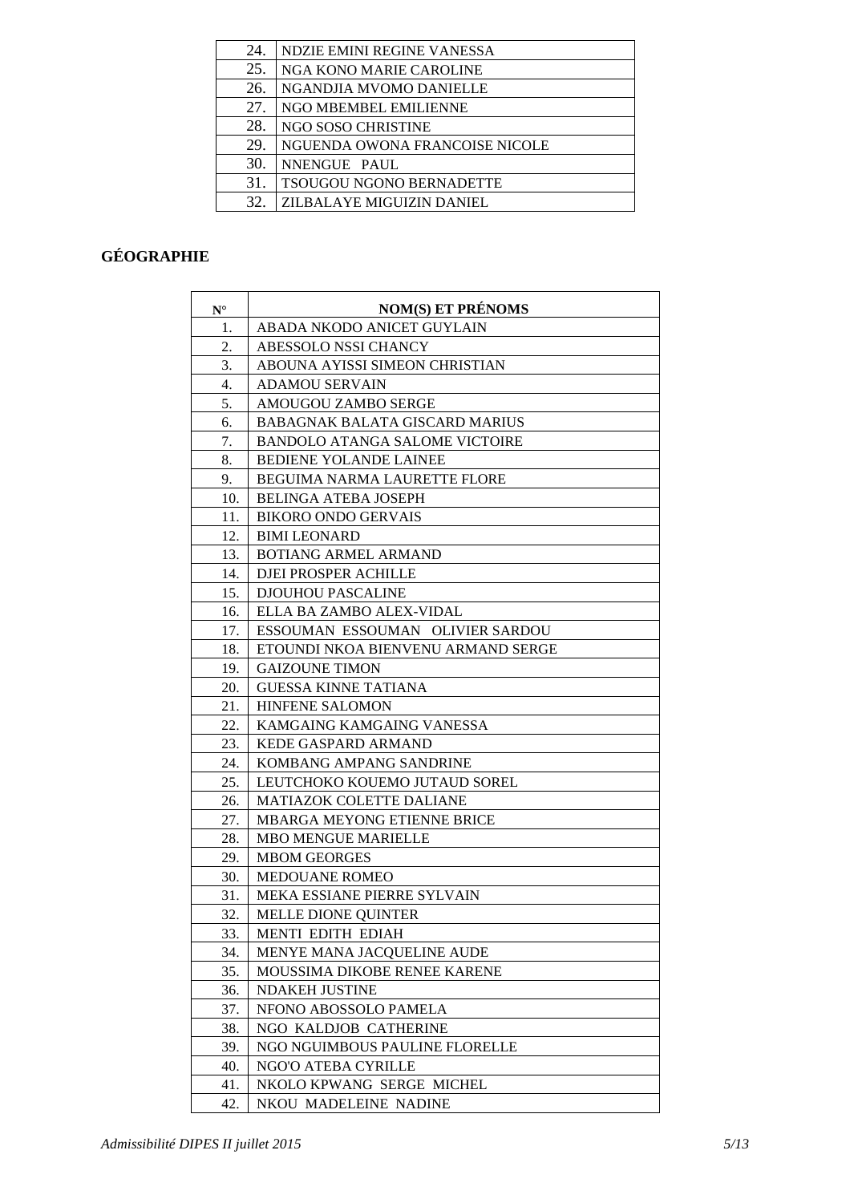| | |
|---|---|
| 24. | NDZIE EMINI REGINE VANESSA |
| 25. | NGA KONO MARIE CAROLINE |
| 26. | NGANDJIA MVOMO DANIELLE |
| 27. | NGO MBEMBEL EMILIENNE |
| 28. | NGO SOSO CHRISTINE |
| 29. | NGUENDA OWONA FRANCOISE NICOLE |
| 30. | NNENGUE PAUL |
| 31. | TSOUGOU NGONO BERNADETTE |
| 32. | ZILBALAYE MIGUIZIN DANIEL |

## GÉOGRAPHIE

| N° | NOM(S) ET PRÉNOMS |
|---|---|
| 1. | ABADA NKODO ANICET GUYLAIN |
| 2. | ABESSOLO NSSI CHANCY |
| 3. | ABOUNA AYISSI SIMEON CHRISTIAN |
| 4. | ADAMOU SERVAIN |
| 5. | AMOUGOU ZAMBO SERGE |
| 6. | BABAGNAK BALATA GISCARD MARIUS |
| 7. | BANDOLO ATANGA SALOME VICTOIRE |
| 8. | BEDIENE YOLANDE LAINEE |
| 9. | BEGUIMA NARMA LAURETTE FLORE |
| 10. | BELINGA ATEBA JOSEPH |
| 11. | BIKORO ONDO GERVAIS |
| 12. | BIMI LEONARD |
| 13. | BOTIANG ARMEL ARMAND |
| 14. | DJEI PROSPER ACHILLE |
| 15. | DJOUHOU PASCALINE |
| 16. | ELLA BA ZAMBO ALEX-VIDAL |
| 17. | ESSOUMAN ESSOUMAN OLIVIER SARDOU |
| 18. | ETOUNDI NKOA BIENVENU ARMAND SERGE |
| 19. | GAIZOUNE TIMON |
| 20. | GUESSA KINNE TATIANA |
| 21. | HINFENE SALOMON |
| 22. | KAMGAING KAMGAING VANESSA |
| 23. | KEDE GASPARD ARMAND |
| 24. | KOMBANG AMPANG SANDRINE |
| 25. | LEUTCHOKO KOUEMO JUTAUD SOREL |
| 26. | MATIAZOK COLETTE DALIANE |
| 27. | MBARGA MEYONG ETIENNE BRICE |
| 28. | MBO MENGUE MARIELLE |
| 29. | MBOM GEORGES |
| 30. | MEDOUANE ROMEO |
| 31. | MEKA ESSIANE PIERRE SYLVAIN |
| 32. | MELLE DIONE QUINTER |
| 33. | MENTI EDITH EDIAH |
| 34. | MENYE MANA JACQUELINE AUDE |
| 35. | MOUSSIMA DIKOBE RENEE KARENE |
| 36. | NDAKEH JUSTINE |
| 37. | NFONO ABOSSOLO PAMELA |
| 38. | NGO KALDJOB CATHERINE |
| 39. | NGO NGUIMBOUS PAULINE FLORELLE |
| 40. | NGO'O ATEBA CYRILLE |
| 41. | NKOLO KPWANG SERGE MICHEL |
| 42. | NKOU MADELEINE NADINE |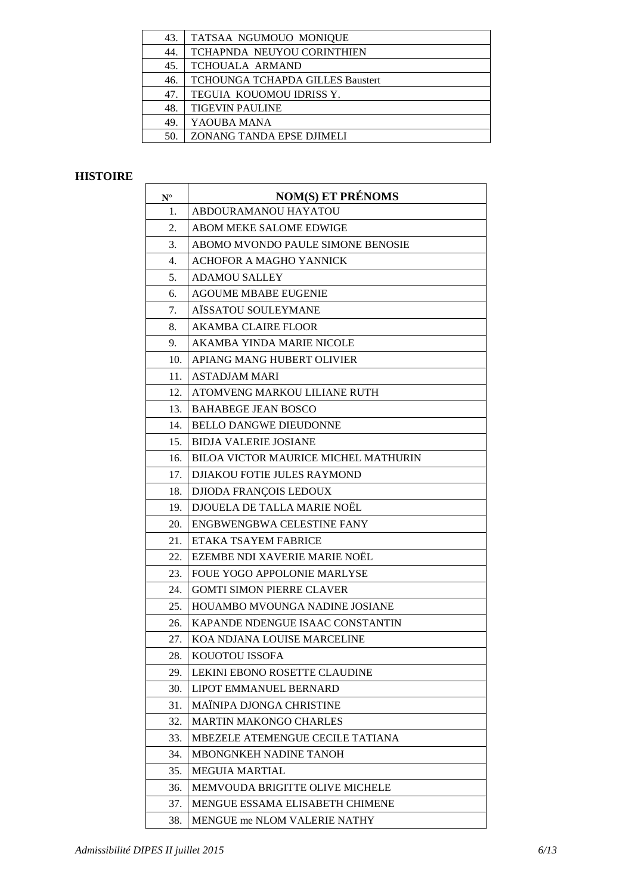| | |
|---|---|
| 43. | TATSAA NGUMOUO MONIQUE |
| 44. | TCHAPNDA NEUYOU CORINTHIEN |
| 45. | TCHOUALA ARMAND |
| 46. | TCHOUNGA TCHAPDA GILLES Baustert |
| 47. | TEGUIA KOUOMOU IDRISS Y. |
| 48. | TIGEVIN PAULINE |
| 49. | YAOUBA MANA |
| 50. | ZONANG TANDA EPSE DJIMELI |

**HISTOIRE**

| N° | NOM(S) ET PRÉNOMS |
|---|---|
| 1. | ABDOURAMANOU HAYATOU |
| 2. | ABOM MEKE SALOME EDWIGE |
| 3. | ABOMO MVONDO PAULE SIMONE BENOSIE |
| 4. | ACHOFOR A MAGHO YANNICK |
| 5. | ADAMOU SALLEY |
| 6. | AGOUME MBABE EUGENIE |
| 7. | AÏSSATOU SOULEYMANE |
| 8. | AKAMBA CLAIRE FLOOR |
| 9. | AKAMBA YINDA MARIE NICOLE |
| 10. | APIANG MANG HUBERT OLIVIER |
| 11. | ASTADJAM MARI |
| 12. | ATOMVENG MARKOU LILIANE RUTH |
| 13. | BAHABEGE JEAN BOSCO |
| 14. | BELLO DANGWE DIEUDONNE |
| 15. | BIDJA VALERIE JOSIANE |
| 16. | BILOA VICTOR MAURICE MICHEL MATHURIN |
| 17. | DJIAKOU FOTIE JULES RAYMOND |
| 18. | DJIODA FRANÇOIS LEDOUX |
| 19. | DJOUELA DE TALLA MARIE NOËL |
| 20. | ENGBWENGBWA CELESTINE FANY |
| 21. | ETAKA TSAYEM FABRICE |
| 22. | EZEMBE NDI XAVERIE MARIE NOËL |
| 23. | FOUE YOGO APPOLONIE MARLYSE |
| 24. | GOMTI SIMON PIERRE CLAVER |
| 25. | HOUAMBO MVOUNGA NADINE JOSIANE |
| 26. | KAPANDE NDENGUE ISAAC CONSTANTIN |
| 27. | KOA NDJANA LOUISE MARCELINE |
| 28. | KOUOTOU ISSOFA |
| 29. | LEKINI EBONO ROSETTE CLAUDINE |
| 30. | LIPOT EMMANUEL BERNARD |
| 31. | MAÏNIPA DJONGA CHRISTINE |
| 32. | MARTIN MAKONGO CHARLES |
| 33. | MBEZELE ATEMENGUE CECILE TATIANA |
| 34. | MBONGNKEH NADINE TANOH |
| 35. | MEGUIA MARTIAL |
| 36. | MEMVOUDA BRIGITTE OLIVE MICHELE |
| 37. | MENGUE ESSAMA ELISABETH CHIMENE |
| 38. | MENGUE me NLOM VALERIE NATHY |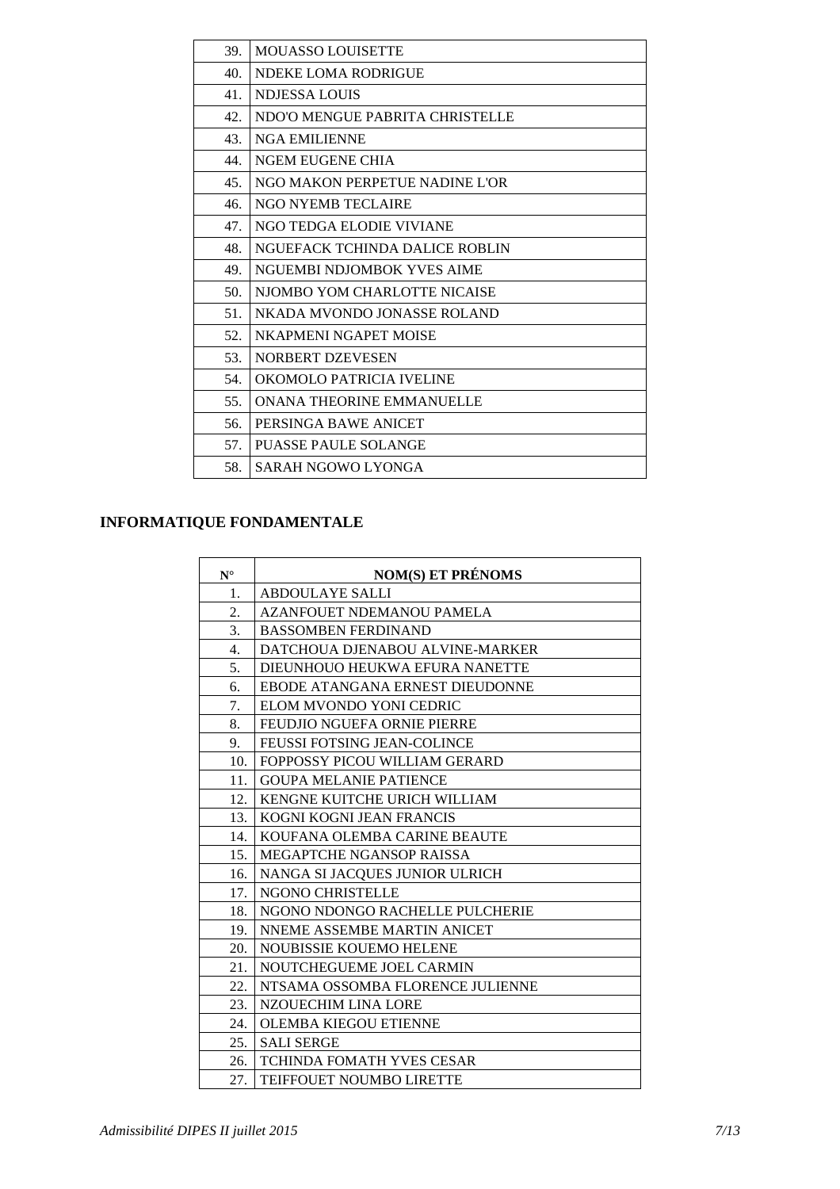| | |
|---|---|
| 39. | MOUASSO LOUISETTE |
| 40. | NDEKE LOMA RODRIGUE |
| 41. | NDJESSA LOUIS |
| 42. | NDO'O MENGUE PABRITA CHRISTELLE |
| 43. | NGA EMILIENNE |
| 44. | NGEM EUGENE CHIA |
| 45. | NGO MAKON PERPETUE NADINE L'OR |
| 46. | NGO NYEMB TECLAIRE |
| 47. | NGO TEDGA ELODIE VIVIANE |
| 48. | NGUEFACK TCHINDA DALICE ROBLIN |
| 49. | NGUEMBI NDJOMBOK YVES AIME |
| 50. | NJOMBO YOM CHARLOTTE NICAISE |
| 51. | NKADA MVONDO JONASSE ROLAND |
| 52. | NKAPMENI NGAPET MOISE |
| 53. | NORBERT DZEVESEN |
| 54. | OKOMOLO PATRICIA IVELINE |
| 55. | ONANA THEORINE EMMANUELLE |
| 56. | PERSINGA BAWE ANICET |
| 57. | PUASSE PAULE SOLANGE |
| 58. | SARAH NGOWO LYONGA |

## INFORMATIQUE FONDAMENTALE

| N° | NOM(S) ET PRÉNOMS |
|---|---|
| 1. | ABDOULAYE SALLI |
| 2. | AZANFOUET NDEMANOU PAMELA |
| 3. | BASSOMBEN FERDINAND |
| 4. | DATCHOUA DJENABOU ALVINE-MARKER |
| 5. | DIEUNHOUO HEUKWA EFURA NANETTE |
| 6. | EBODE ATANGANA ERNEST DIEUDONNE |
| 7. | ELOM MVONDO YONI CEDRIC |
| 8. | FEUDJIO NGUEFA ORNIE PIERRE |
| 9. | FEUSSI FOTSING JEAN-COLINCE |
| 10. | FOPPOSSY PICOU WILLIAM GERARD |
| 11. | GOUPA MELANIE PATIENCE |
| 12. | KENGNE KUITCHE URICH WILLIAM |
| 13. | KOGNI KOGNI JEAN FRANCIS |
| 14. | KOUFANA OLEMBA CARINE BEAUTE |
| 15. | MEGAPTCHE NGANSOP RAISSA |
| 16. | NANGA SI JACQUES JUNIOR ULRICH |
| 17. | NGONO CHRISTELLE |
| 18. | NGONO NDONGO RACHELLE PULCHERIE |
| 19. | NNEME ASSEMBE MARTIN ANICET |
| 20. | NOUBISSIE KOUEMO HELENE |
| 21. | NOUTCHEGUEME JOEL CARMIN |
| 22. | NTSAMA OSSOMBA FLORENCE JULIENNE |
| 23. | NZOUECHIM LINA LORE |
| 24. | OLEMBA KIEGOU ETIENNE |
| 25. | SALI SERGE |
| 26. | TCHINDA FOMATH YVES CESAR |
| 27. | TEIFFOUET NOUMBO LIRETTE |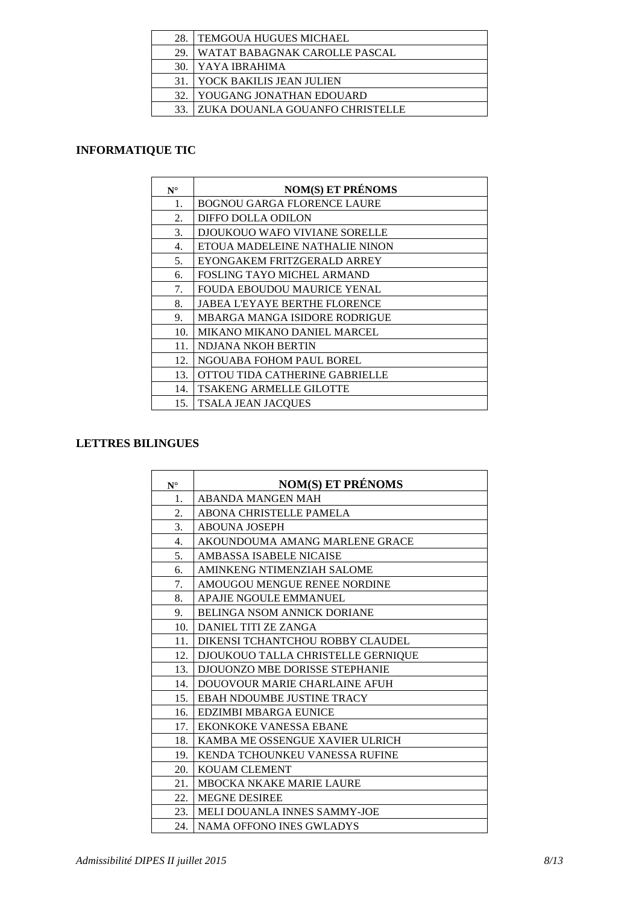| | |
|---|---|
| 28. | TEMGOUA HUGUES MICHAEL |
| 29. | WATAT BABAGNAK CAROLLE PASCAL |
| 30. | YAYA IBRAHIMA |
| 31. | YOCK BAKILIS JEAN JULIEN |
| 32. | YOUGANG JONATHAN EDOUARD |
| 33. | ZUKA DOUANLA GOUANFO CHRISTELLE |

**INFORMATIQUE TIC**

| N° | NOM(S) ET PRÉNOMS |
|---|---|
| 1. | BOGNOU GARGA FLORENCE LAURE |
| 2. | DIFFO DOLLA ODILON |
| 3. | DJOUKOUO WAFO VIVIANE SORELLE |
| 4. | ETOUA MADELEINE NATHALIE NINON |
| 5. | EYONGAKEM FRITZGERALD ARREY |
| 6. | FOSLING TAYO MICHEL ARMAND |
| 7. | FOUDA EBOUDOU MAURICE YENAL |
| 8. | JABEA L'EYAYE BERTHE FLORENCE |
| 9. | MBARGA MANGA ISIDORE RODRIGUE |
| 10. | MIKANO MIKANO DANIEL MARCEL |
| 11. | NDJANA NKOH BERTIN |
| 12. | NGOUABA FOHOM PAUL BOREL |
| 13. | OTTOU TIDA CATHERINE GABRIELLE |
| 14. | TSAKENG ARMELLE GILOTTE |
| 15. | TSALA JEAN JACQUES |

**LETTRES BILINGUES**

| N° | NOM(S) ET PRÉNOMS |
|---|---|
| 1. | ABANDA MANGEN MAH |
| 2. | ABONA CHRISTELLE PAMELA |
| 3. | ABOUNA JOSEPH |
| 4. | AKOUNDOUMA AMANG MARLENE GRACE |
| 5. | AMBASSA ISABELE NICAISE |
| 6. | AMINKENG NTIMENZIAH SALOME |
| 7. | AMOUGOU MENGUE RENEE NORDINE |
| 8. | APAJIE NGOULE EMMANUEL |
| 9. | BELINGA NSOM ANNICK DORIANE |
| 10. | DANIEL TITI ZE ZANGA |
| 11. | DIKENSI TCHANTCHOU ROBBY CLAUDEL |
| 12. | DJOUKOUO TALLA CHRISTELLE GERNIQUE |
| 13. | DJOUONZO MBE DORISSE STEPHANIE |
| 14. | DOUOVOUR MARIE CHARLAINE AFUH |
| 15. | EBAH NDOUMBE JUSTINE TRACY |
| 16. | EDZIMBI MBARGA EUNICE |
| 17. | EKONKOKE VANESSA EBANE |
| 18. | KAMBA ME OSSENGUE XAVIER ULRICH |
| 19. | KENDA TCHOUNKEU VANESSA RUFINE |
| 20. | KOUAM CLEMENT |
| 21. | MBOCKA NKAKE MARIE LAURE |
| 22. | MEGNE DESIREE |
| 23. | MELI DOUANLA INNES SAMMY-JOE |
| 24. | NAMA OFFONO INES GWLADYS |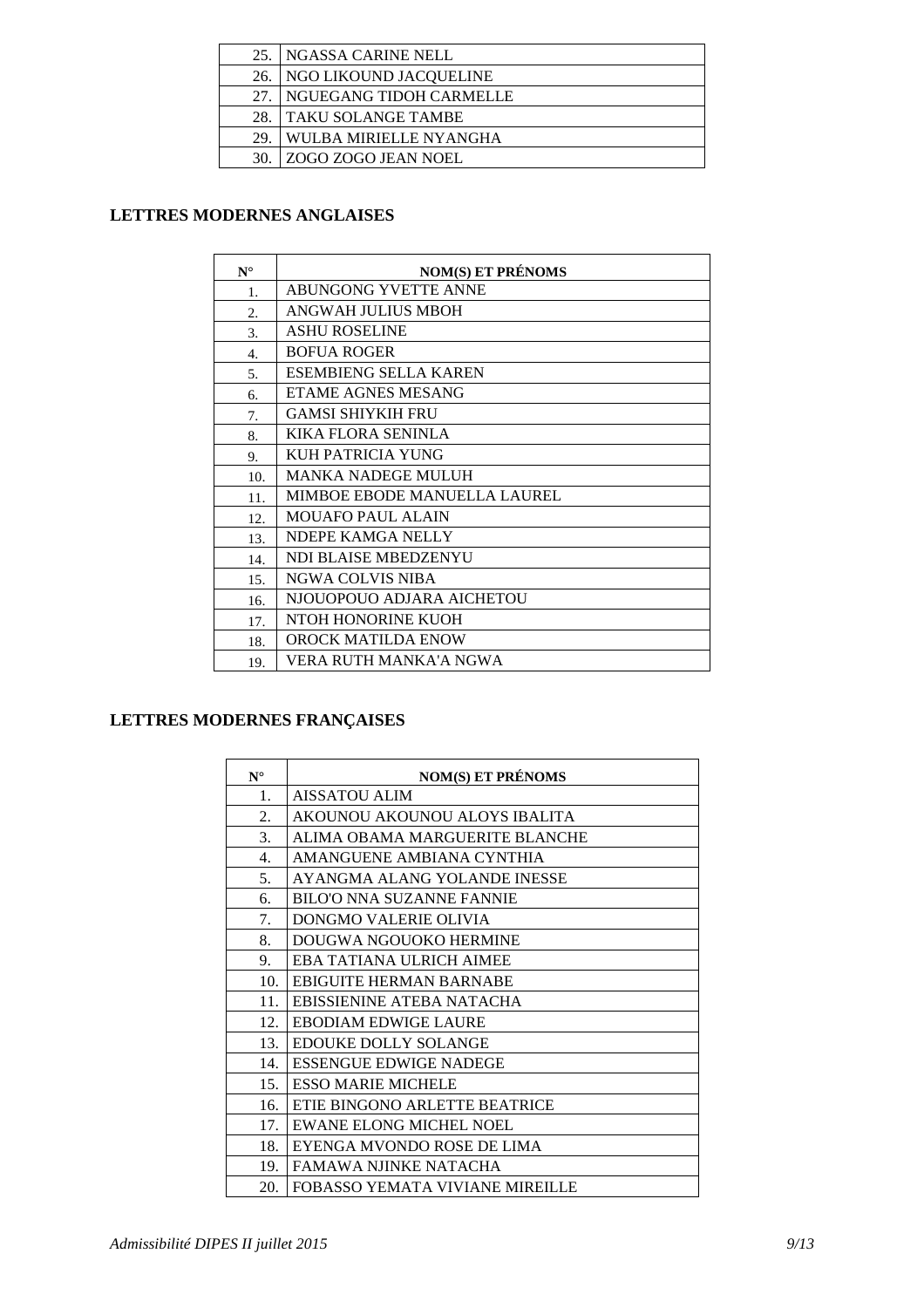| | |
|---|---|
| 25. | NGASSA CARINE NELL |
| 26. | NGO LIKOUND JACQUELINE |
| 27. | NGUEGANG TIDOH CARMELLE |
| 28. | TAKU SOLANGE TAMBE |
| 29. | WULBA MIRIELLE NYANGHA |
| 30. | ZOGO ZOGO JEAN NOEL |

## LETTRES MODERNES ANGLAISES

| N° | NOM(S) ET PRÉNOMS |
|---|---|
| 1. | ABUNGONG YVETTE ANNE |
| 2. | ANGWAH JULIUS MBOH |
| 3. | ASHU ROSELINE |
| 4. | BOFUA ROGER |
| 5. | ESEMBIENG SELLA KAREN |
| 6. | ETAME AGNES MESANG |
| 7. | GAMSI SHIYKIH FRU |
| 8. | KIKA FLORA SENINLA |
| 9. | KUH PATRICIA YUNG |
| 10. | MANKA NADEGE MULUH |
| 11. | MIMBOE EBODE MANUELLA LAUREL |
| 12. | MOUAFO PAUL ALAIN |
| 13. | NDEPE KAMGA NELLY |
| 14. | NDI BLAISE MBEDZENYU |
| 15. | NGWA COLVIS NIBA |
| 16. | NJOUOPOUO ADJARA AICHETOU |
| 17. | NTOH HONORINE KUOH |
| 18. | OROCK MATILDA ENOW |
| 19. | VERA RUTH MANKA'A NGWA |

## LETTRES MODERNES FRANÇAISES

| N° | NOM(S) ET PRÉNOMS |
|---|---|
| 1. | AISSATOU ALIM |
| 2. | AKOUNOU AKOUNOU ALOYS IBALITA |
| 3. | ALIMA OBAMA MARGUERITE BLANCHE |
| 4. | AMANGUENE AMBIANA CYNTHIA |
| 5. | AYANGMA ALANG YOLANDE INESSE |
| 6. | BILO'O NNA SUZANNE FANNIE |
| 7. | DONGMO VALERIE OLIVIA |
| 8. | DOUGWA NGOUOKO HERMINE |
| 9. | EBA TATIANA ULRICH AIMEE |
| 10. | EBIGUITE HERMAN BARNABE |
| 11. | EBISSIENINE ATEBA NATACHA |
| 12. | EBODIAM EDWIGE LAURE |
| 13. | EDOUKE DOLLY SOLANGE |
| 14. | ESSENGUE EDWIGE NADEGE |
| 15. | ESSO MARIE MICHELE |
| 16. | ETIE BINGONO ARLETTE BEATRICE |
| 17. | EWANE ELONG MICHEL NOEL |
| 18. | EYENGA MVONDO ROSE DE LIMA |
| 19. | FAMAWA NJINKE NATACHA |
| 20. | FOBASSO YEMATA VIVIANE MIREILLE |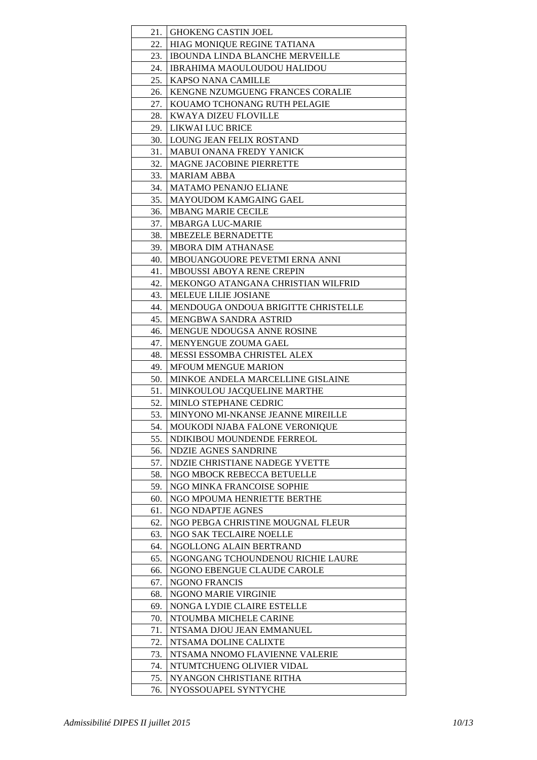| | |
|---|---|
| 21. | GHOKENG CASTIN JOEL |
| 22. | HIAG MONIQUE REGINE TATIANA |
| 23. | IBOUNDA LINDA BLANCHE MERVEILLE |
| 24. | IBRAHIMA MAOULOUDOU HALIDOU |
| 25. | KAPSO NANA CAMILLE |
| 26. | KENGNE NZUMGUENG FRANCES CORALIE |
| 27. | KOUAMO TCHONANG RUTH PELAGIE |
| 28. | KWAYA DIZEU FLOVILLE |
| 29. | LIKWAI LUC BRICE |
| 30. | LOUNG JEAN FELIX ROSTAND |
| 31. | MABUI ONANA FREDY YANICK |
| 32. | MAGNE JACOBINE PIERRETTE |
| 33. | MARIAM ABBA |
| 34. | MATAMO PENANJO ELIANE |
| 35. | MAYOUDOM KAMGAING GAEL |
| 36. | MBANG MARIE CECILE |
| 37. | MBARGA LUC-MARIE |
| 38. | MBEZELE BERNADETTE |
| 39. | MBORA DIM ATHANASE |
| 40. | MBOUANGOUORE PEVETMI ERNA ANNI |
| 41. | MBOUSSI ABOYA RENE CREPIN |
| 42. | MEKONGO ATANGANA CHRISTIAN WILFRID |
| 43. | MELEUE LILIE JOSIANE |
| 44. | MENDOUGA ONDOUA BRIGITTE CHRISTELLE |
| 45. | MENGBWA SANDRA ASTRID |
| 46. | MENGUE NDOUGSA ANNE ROSINE |
| 47. | MENYENGUE ZOUMA GAEL |
| 48. | MESSI ESSOMBA CHRISTEL ALEX |
| 49. | MFOUM MENGUE MARION |
| 50. | MINKOE ANDELA MARCELLINE GISLAINE |
| 51. | MINKOULOU JACQUELINE MARTHE |
| 52. | MINLO STEPHANE CEDRIC |
| 53. | MINYONO MI-NKANSE JEANNE MIREILLE |
| 54. | MOUKODI NJABA FALONE VERONIQUE |
| 55. | NDIKIBOU MOUNDENDE FERREOL |
| 56. | NDZIE AGNES SANDRINE |
| 57. | NDZIE CHRISTIANE NADEGE YVETTE |
| 58. | NGO MBOCK REBECCA BETUELLE |
| 59. | NGO MINKA FRANCOISE SOPHIE |
| 60. | NGO MPOUMA HENRIETTE BERTHE |
| 61. | NGO NDAPTJE AGNES |
| 62. | NGO PEBGA CHRISTINE MOUGNAL FLEUR |
| 63. | NGO SAK TECLAIRE NOELLE |
| 64. | NGOLLONG ALAIN BERTRAND |
| 65. | NGONGANG TCHOUNDENOU RICHIE LAURE |
| 66. | NGONO EBENGUE CLAUDE CAROLE |
| 67. | NGONO FRANCIS |
| 68. | NGONO MARIE VIRGINIE |
| 69. | NONGA LYDIE CLAIRE ESTELLE |
| 70. | NTOUMBA MICHELE CARINE |
| 71. | NTSAMA DJOU JEAN EMMANUEL |
| 72. | NTSAMA DOLINE CALIXTE |
| 73. | NTSAMA NNOMO FLAVIENNE VALERIE |
| 74. | NTUMTCHUENG OLIVIER VIDAL |
| 75. | NYANGON CHRISTIANE RITHA |
| 76. | NYOSSOUAPEL SYNTYCHE |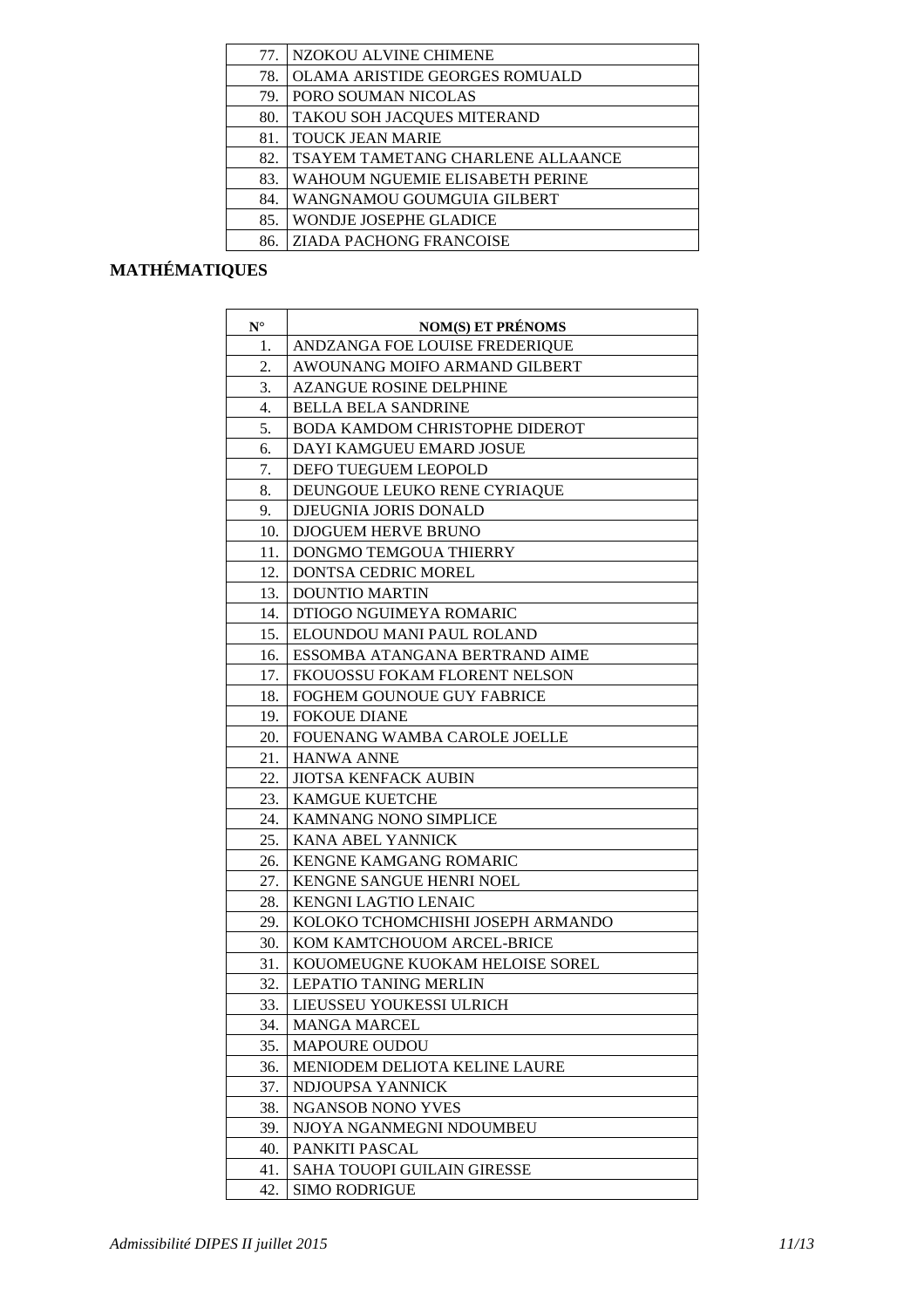| | |
|---|---|
| 77. | NZOKOU ALVINE CHIMENE |
| 78. | OLAMA ARISTIDE GEORGES ROMUALD |
| 79. | PORO SOUMAN NICOLAS |
| 80. | TAKOU SOH JACQUES MITERAND |
| 81. | TOUCK JEAN MARIE |
| 82. | TSAYEM TAMETANG CHARLENE ALLAANCE |
| 83. | WAHOUM NGUEMIE ELISABETH PERINE |
| 84. | WANGNAMOU GOUMGUIA GILBERT |
| 85. | WONDJE JOSEPHE GLADICE |
| 86. | ZIADA PACHONG FRANCOISE |

## MATHÉMATIQUES

| N° | NOM(S) ET PRÉNOMS |
|---|---|
| 1. | ANDZANGA FOE LOUISE FREDERIQUE |
| 2. | AWOUNANG MOIFO ARMAND GILBERT |
| 3. | AZANGUE ROSINE DELPHINE |
| 4. | BELLA BELA SANDRINE |
| 5. | BODA KAMDOM CHRISTOPHE DIDEROT |
| 6. | DAYI KAMGUEU EMARD JOSUE |
| 7. | DEFO TUEGUEM LEOPOLD |
| 8. | DEUNGOUE LEUKO RENE CYRIAQUE |
| 9. | DJEUGNIA JORIS DONALD |
| 10. | DJOGUEM HERVE BRUNO |
| 11. | DONGMO TEMGOUA THIERRY |
| 12. | DONTSA CEDRIC MOREL |
| 13. | DOUNTIO MARTIN |
| 14. | DTIOGO NGUIMEYA ROMARIC |
| 15. | ELOUNDOU MANI PAUL ROLAND |
| 16. | ESSOMBA ATANGANA BERTRAND AIME |
| 17. | FKOUOSSU FOKAM FLORENT NELSON |
| 18. | FOGHEM GOUNOUE GUY FABRICE |
| 19. | FOKOUE DIANE |
| 20. | FOUENANG WAMBA CAROLE JOELLE |
| 21. | HANWA ANNE |
| 22. | JIOTSA KENFACK AUBIN |
| 23. | KAMGUE KUETCHE |
| 24. | KAMNANG NONO SIMPLICE |
| 25. | KANA ABEL YANNICK |
| 26. | KENGNE KAMGANG ROMARIC |
| 27. | KENGNE SANGUE HENRI NOEL |
| 28. | KENGNI LAGTIO LENAIC |
| 29. | KOLOKO TCHOMCHISHI JOSEPH ARMANDO |
| 30. | KOM KAMTCHOUOM ARCEL-BRICE |
| 31. | KOUOMEUGNE KUOKAM HELOISE SOREL |
| 32. | LEPATIO TANING MERLIN |
| 33. | LIEUSSEU YOUKESSI ULRICH |
| 34. | MANGA MARCEL |
| 35. | MAPOURE OUDOU |
| 36. | MENIODEM DELIOTA KELINE LAURE |
| 37. | NDJOUPSA YANNICK |
| 38. | NGANSOB NONO YVES |
| 39. | NJOYA NGANMEGNI NDOUMBEU |
| 40. | PANKITI PASCAL |
| 41. | SAHA TOUOPI GUILAIN GIRESSE |
| 42. | SIMO RODRIGUE |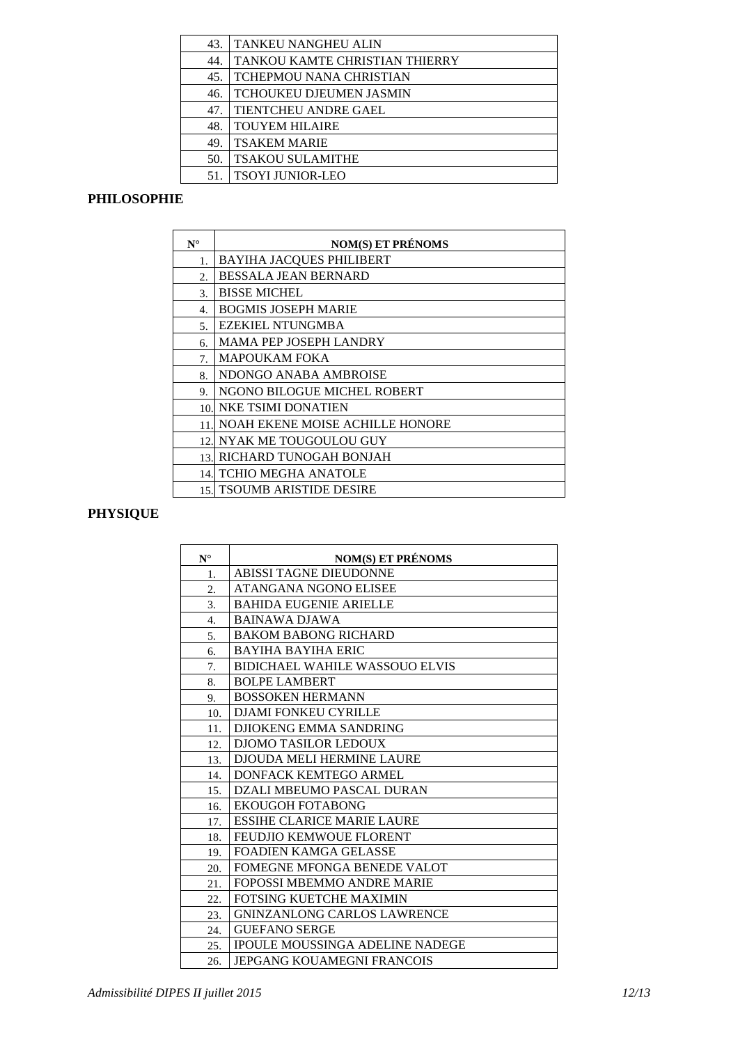| | |
|---|---|
| 43. | TANKEU NANGHEU ALIN |
| 44. | TANKOU KAMTE CHRISTIAN THIERRY |
| 45. | TCHEPMOU NANA CHRISTIAN |
| 46. | TCHOUKEU DJEUMEN JASMIN |
| 47. | TIENTCHEU ANDRE GAEL |
| 48. | TOUYEM HILAIRE |
| 49. | TSAKEM MARIE |
| 50. | TSAKOU SULAMITHE |
| 51. | TSOYI JUNIOR-LEO |

**PHILOSOPHIE**

| N° | NOM(S) ET PRÉNOMS |
|---|---|
| 1. | BAYIHA JACQUES PHILIBERT |
| 2. | BESSALA JEAN BERNARD |
| 3. | BISSE MICHEL |
| 4. | BOGMIS JOSEPH MARIE |
| 5. | EZEKIEL NTUNGMBA |
| 6. | MAMA PEP JOSEPH LANDRY |
| 7. | MAPOUKAM FOKA |
| 8. | NDONGO ANABA AMBROISE |
| 9. | NGONO BILOGUE MICHEL ROBERT |
| 10. | NKE TSIMI DONATIEN |
| 11. | NOAH EKENE MOISE ACHILLE HONORE |
| 12. | NYAK ME TOUGOULOU GUY |
| 13. | RICHARD TUNOGAH BONJAH |
| 14. | TCHIO MEGHA ANATOLE |
| 15. | TSOUMB ARISTIDE DESIRE |

**PHYSIQUE**

| N° | NOM(S) ET PRÉNOMS |
|---|---|
| 1. | ABISSI TAGNE DIEUDONNE |
| 2. | ATANGANA NGONO ELISEE |
| 3. | BAHIDA EUGENIE ARIELLE |
| 4. | BAINAWA DJAWA |
| 5. | BAKOM BABONG RICHARD |
| 6. | BAYIHA BAYIHA ERIC |
| 7. | BIDICHAEL WAHILE WASSOUO ELVIS |
| 8. | BOLPE LAMBERT |
| 9. | BOSSOKEN HERMANN |
| 10. | DJAMI FONKEU CYRILLE |
| 11. | DJIOKENG EMMA SANDRING |
| 12. | DJOMO TASILOR LEDOUX |
| 13. | DJOUDA MELI HERMINE LAURE |
| 14. | DONFACK KEMTEGO ARMEL |
| 15. | DZALI MBEUMO PASCAL DURAN |
| 16. | EKOUGOH FOTABONG |
| 17. | ESSIHE CLARICE MARIE LAURE |
| 18. | FEUDJIO KEMWOUE FLORENT |
| 19. | FOADIEN KAMGA GELASSE |
| 20. | FOMEGNE MFONGA BENEDE VALOT |
| 21. | FOPOSSI MBEMMO ANDRE MARIE |
| 22. | FOTSING KUETCHE MAXIMIN |
| 23. | GNINZANLONG CARLOS LAWRENCE |
| 24. | GUEFANO SERGE |
| 25. | IPOULE MOUSSINGA ADELINE NADEGE |
| 26. | JEPGANG KOUAMEGNI FRANCOIS |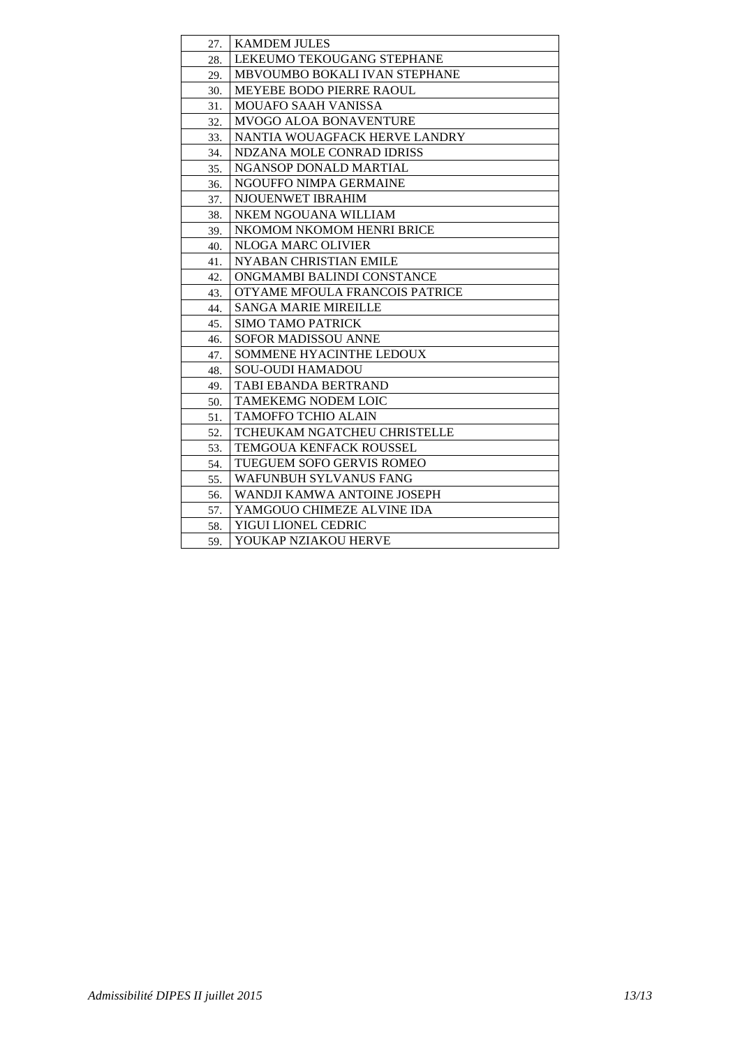| | |
|---|---|
| 27. | KAMDEM JULES |
| 28. | LEKEUMO TEKOUGANG STEPHANE |
| 29. | MBVOUMBO BOKALI IVAN STEPHANE |
| 30. | MEYEBE BODO PIERRE RAOUL |
| 31. | MOUAFO SAAH VANISSA |
| 32. | MVOGO ALOA BONAVENTURE |
| 33. | NANTIA WOUAGFACK HERVE LANDRY |
| 34. | NDZANA MOLE CONRAD IDRISS |
| 35. | NGANSOP DONALD MARTIAL |
| 36. | NGOUFFO NIMPA GERMAINE |
| 37. | NJOUENWET IBRAHIM |
| 38. | NKEM NGOUANA WILLIAM |
| 39. | NKOMOM NKOMOM HENRI BRICE |
| 40. | NLOGA MARC OLIVIER |
| 41. | NYABAN CHRISTIAN EMILE |
| 42. | ONGMAMBI BALINDI CONSTANCE |
| 43. | OTYAME MFOULA FRANCOIS PATRICE |
| 44. | SANGA MARIE MIREILLE |
| 45. | SIMO TAMO PATRICK |
| 46. | SOFOR MADISSOU ANNE |
| 47. | SOMMENE HYACINTHE LEDOUX |
| 48. | SOU-OUDI HAMADOU |
| 49. | TABI EBANDA BERTRAND |
| 50. | TAMEKEMG NODEM LOIC |
| 51. | TAMOFFO TCHIO ALAIN |
| 52. | TCHEUKAM NGATCHEU CHRISTELLE |
| 53. | TEMGOUA KENFACK ROUSSEL |
| 54. | TUEGUEM SOFO GERVIS ROMEO |
| 55. | WAFUNBUH SYLVANUS FANG |
| 56. | WANDJI KAMWA ANTOINE JOSEPH |
| 57. | YAMGOUO CHIMEZE ALVINE IDA |
| 58. | YIGUI LIONEL CEDRIC |
| 59. | YOUKAP NZIAKOU HERVE |